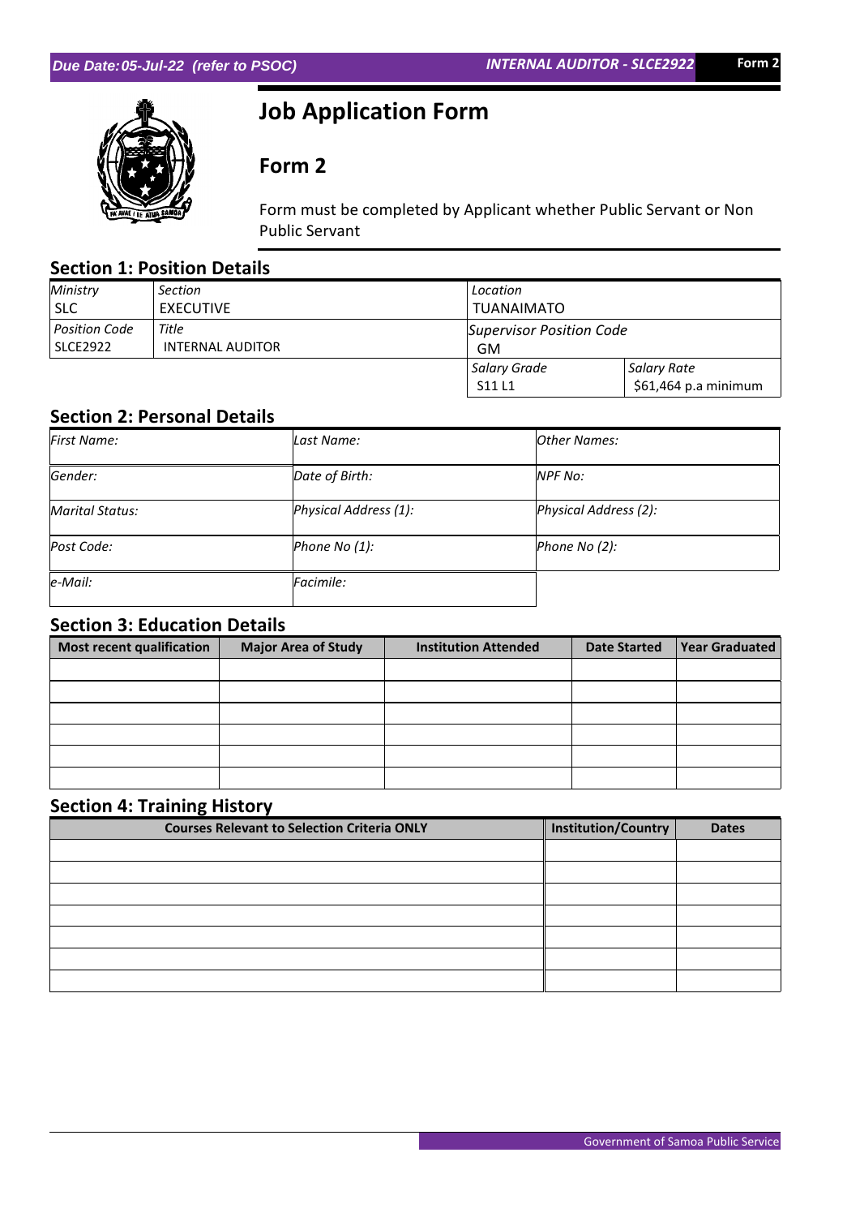Due Date: 05-Jul-22 (refer to PSOC) | INTERNAL AUDITOR - SLCE2922 | Form 2

# Job Application Form

## Form 2

Form must be completed by Applicant whether Public Servant or Non Public Servant

## Section 1: Position Details

| *Ministry* | *Section* | *Location* | |
|---|---|---|---|
| SLC | EXECUTIVE | TUANAIMATO | |
| *Position Code* | *Title* | *Supervisor Position Code* | |
| SLCE2922 | INTERNAL AUDITOR | GM | |
| | | *Salary Grade* | *Salary Rate* |
| | | S11 L1 | $61,464 p.a minimum |

## Section 2: Personal Details

| *First Name:* | *Last Name:* | *Other Names:* |
|---|---|---|
| *Gender:* | *Date of Birth:* | *NPF No:* |
| *Marital Status:* | *Physical Address (1):* | *Physical Address (2):* |
| *Post Code:* | *Phone No (1):* | *Phone No (2):* |
| *e-Mail:* | *Facimile:* | |

## Section 3: Education Details

| Most recent qualification | Major Area of Study | Institution Attended | Date Started | Year Graduated |
|---|---|---|---|---|
| | | | | |
| | | | | |
| | | | | |
| | | | | |
| | | | | |
| | | | | |

## Section 4: Training History

| Courses Relevant to Selection Criteria ONLY | Institution/Country | Dates |
|---|---|---|
| | | |
| | | |
| | | |
| | | |
| | | |
| | | |
| | | |

Government of Samoa Public Service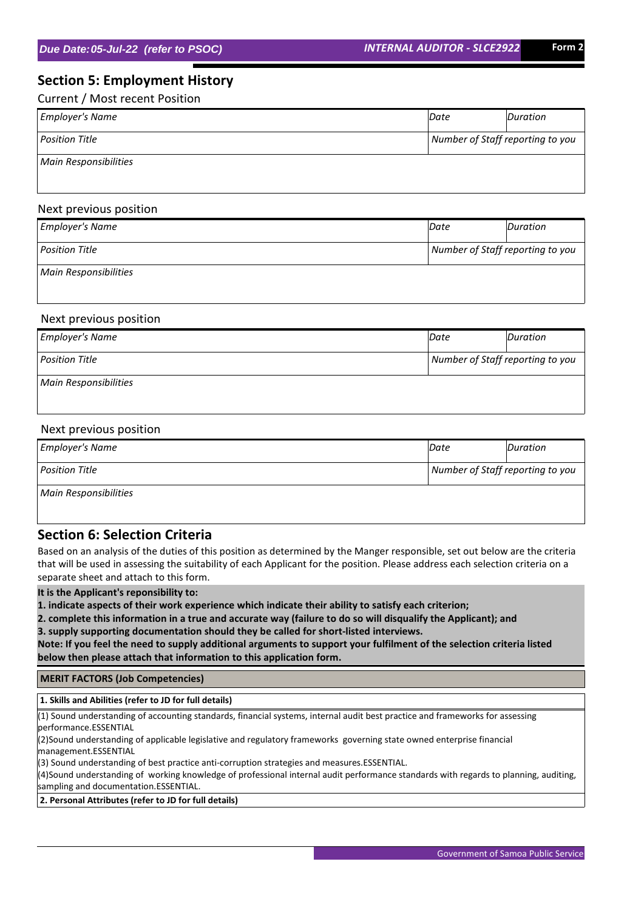## Section 5: Employment History

Current / Most recent Position

| *Employer's Name* | *Date* | *Duration* |
|---|---|---|
| *Position Title* | *Number of Staff reporting to you* | |
| *Main Responsibilities* | | |

Next previous position

| *Employer's Name* | *Date* | *Duration* |
|---|---|---|
| *Position Title* | *Number of Staff reporting to you* | |
| *Main Responsibilities* | | |

Next previous position

| *Employer's Name* | *Date* | *Duration* |
|---|---|---|
| *Position Title* | *Number of Staff reporting to you* | |
| *Main Responsibilities* | | |

Next previous position

| *Employer's Name* | *Date* | *Duration* |
|---|---|---|
| *Position Title* | *Number of Staff reporting to you* | |
| *Main Responsibilities* | | |

## Section 6: Selection Criteria

Based on an analysis of the duties of this position as determined by the Manger responsible, set out below are the criteria that will be used in assessing the suitability of each Applicant for the position. Please address each selection criteria on a separate sheet and attach to this form.

**It is the Applicant's reponsibility to:**

**1. indicate aspects of their work experience which indicate their ability to satisfy each criterion;**

**2. complete this information in a true and accurate way (failure to do so will disqualify the Applicant); and**

**3. supply supporting documentation should they be called for short-listed interviews.**

**Note: If you feel the need to supply additional arguments to support your fulfilment of the selection criteria listed below then please attach that information to this application form.**

**MERIT FACTORS (Job Competencies)**

**1. Skills and Abilities (refer to JD for full details)**

(1) Sound understanding of accounting standards, financial systems, internal audit best practice and frameworks for assessing performance.ESSENTIAL

(2)Sound understanding of applicable legislative and regulatory frameworks governing state owned enterprise financial management.ESSENTIAL

(3) Sound understanding of best practice anti-corruption strategies and measures.ESSENTIAL.

(4)Sound understanding of working knowledge of professional internal audit performance standards with regards to planning, auditing, sampling and documentation.ESSENTIAL.

**2. Personal Attributes (refer to JD for full details)**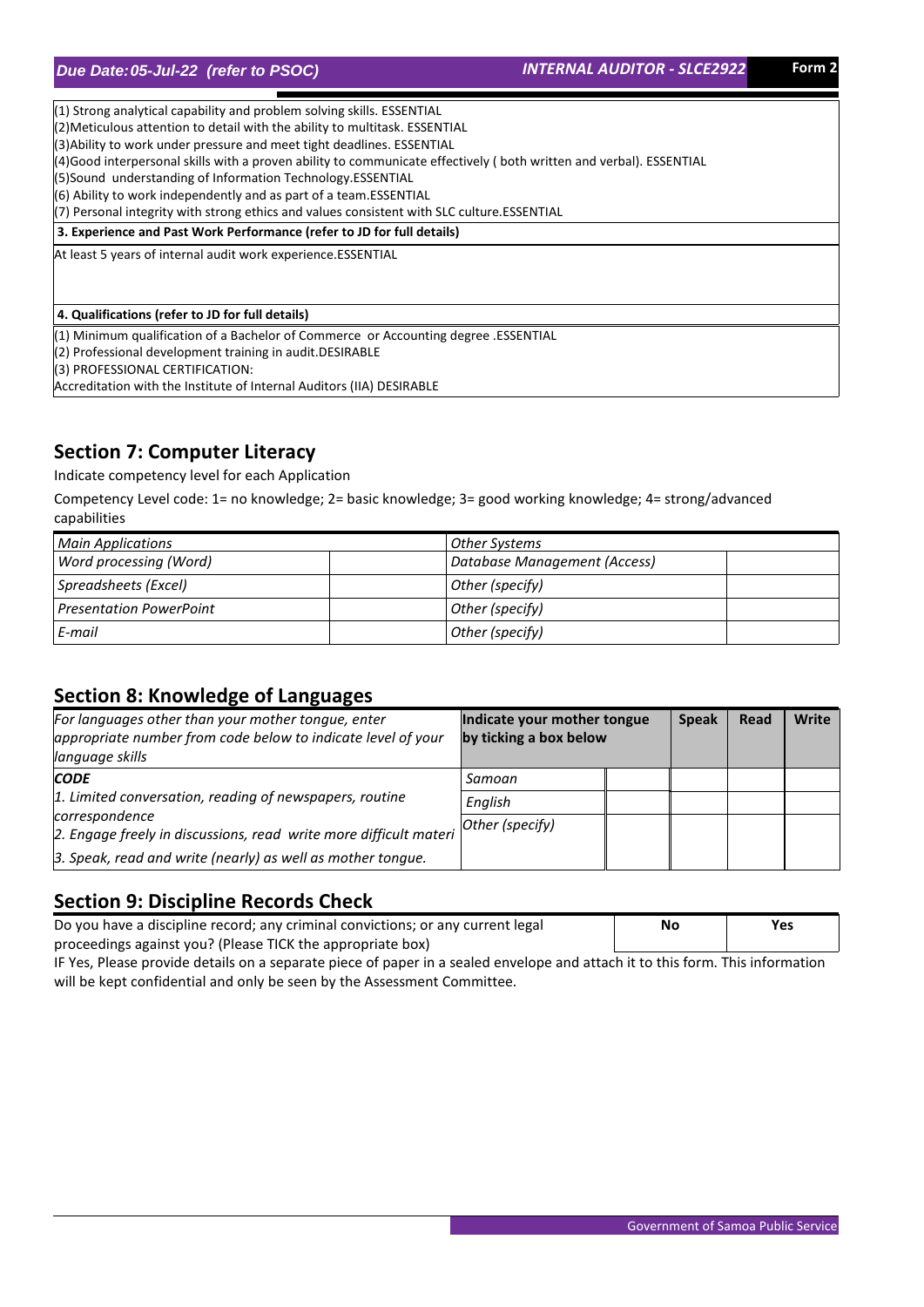(1) Strong analytical capability and problem solving skills. ESSENTIAL
(2)Meticulous attention to detail with the ability to multitask. ESSENTIAL
(3)Ability to work under pressure and meet tight deadlines. ESSENTIAL
(4)Good interpersonal skills with a proven ability to communicate effectively ( both written and verbal). ESSENTIAL
(5)Sound understanding of Information Technology.ESSENTIAL
(6) Ability to work independently and as part of a team.ESSENTIAL
(7) Personal integrity with strong ethics and values consistent with SLC culture.ESSENTIAL

**3. Experience and Past Work Performance (refer to JD for full details)**

At least 5 years of internal audit work experience.ESSENTIAL

**4. Qualifications (refer to JD for full details)**

(1) Minimum qualification of a Bachelor of Commerce or Accounting degree .ESSENTIAL
(2) Professional development training in audit.DESIRABLE
(3) PROFESSIONAL CERTIFICATION:
Accreditation with the Institute of Internal Auditors (IIA) DESIRABLE

## Section 7: Computer Literacy

Indicate competency level for each Application

Competency Level code: 1= no knowledge; 2= basic knowledge; 3= good working knowledge; 4= strong/advanced capabilities

| *Main Applications* | | *Other Systems* | |
|---|---|---|---|
| *Word processing (Word)* | | *Database Management (Access)* | |
| *Spreadsheets (Excel)* | | *Other (specify)* | |
| *Presentation PowerPoint* | | *Other (specify)* | |
| *E-mail* | | *Other (specify)* | |

## Section 8: Knowledge of Languages

*For languages other than your mother tongue, enter appropriate number from code below to indicate level of your language skills*

***CODE***

*1. Limited conversation, reading of newspapers, routine correspondence*
*2. Engage freely in discussions, read write more difficult materi*
*3. Speak, read and write (nearly) as well as mother tongue.*

| **Indicate your mother tongue by ticking a box below** | | **Speak** | **Read** | **Write** |
|---|---|---|---|---|
| *Samoan* | | | | |
| *English* | | | | |
| *Other (specify)* | | | | |

## Section 9: Discipline Records Check

| Do you have a discipline record; any criminal convictions; or any current legal proceedings against you? (Please TICK the appropriate box) | **No** | **Yes** |
|---|---|---|

IF Yes, Please provide details on a separate piece of paper in a sealed envelope and attach it to this form. This information will be kept confidential and only be seen by the Assessment Committee.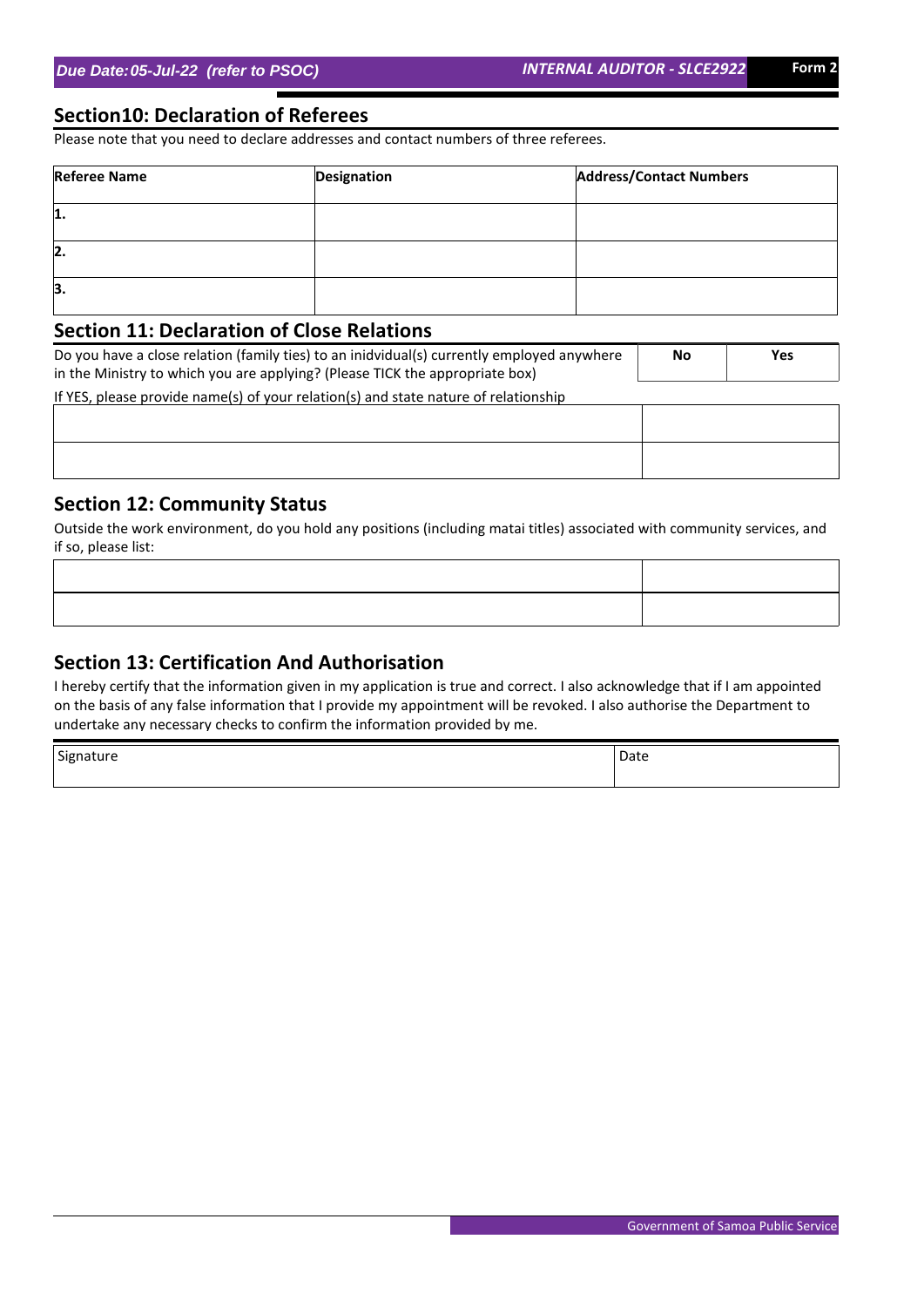## Section10: Declaration of Referees

Please note that you need to declare addresses and contact numbers of three referees.

| Referee Name | Designation | Address/Contact Numbers |
|---|---|---|
| 1. | | |
| 2. | | |
| 3. | | |

## Section 11: Declaration of Close Relations

| Do you have a close relation (family ties) to an inidvidual(s) currently employed anywhere in the Ministry to which you are applying? (Please TICK the appropriate box) | No | Yes |
|---|---|---|

If YES, please provide name(s) of your relation(s) and state nature of relationship

| | |
|---|---|
| | |
| | |

## Section 12: Community Status

Outside the work environment, do you hold any positions (including matai titles) associated with community services, and if so, please list:

| | |
|---|---|
| | |
| | |

## Section 13: Certification And Authorisation

I hereby certify that the information given in my application is true and correct. I also acknowledge that if I am appointed on the basis of any false information that I provide my appointment will be revoked. I also authorise the Department to undertake any necessary checks to confirm the information provided by me.

| Signature | Date |
|---|---|
| | |